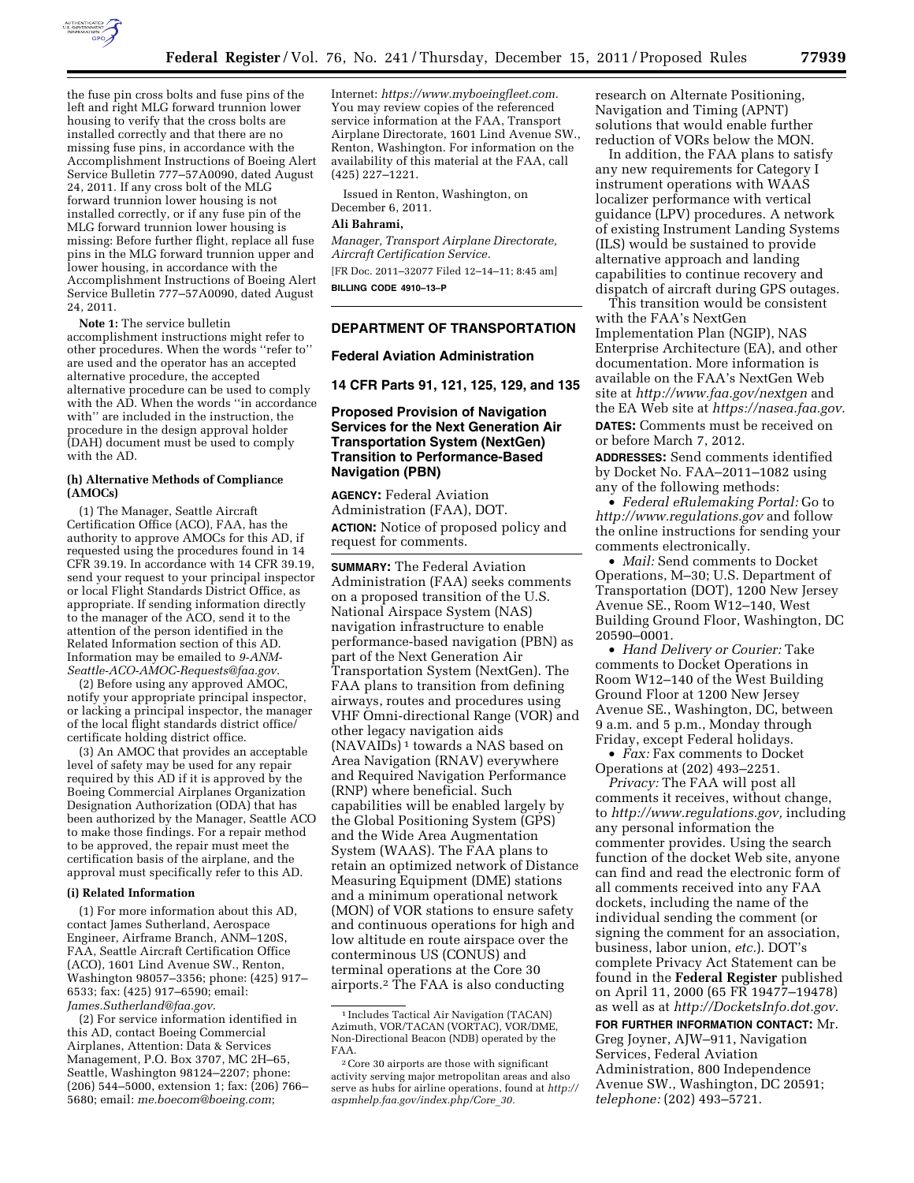the fuse pin cross bolts and fuse pins of the left and right MLG forward trunnion lower housing to verify that the cross bolts are installed correctly and that there are no missing fuse pins, in accordance with the Accomplishment Instructions of Boeing Alert Service Bulletin 777–57A0090, dated August 24, 2011. If any cross bolt of the MLG forward trunnion lower housing is not installed correctly, or if any fuse pin of the MLG forward trunnion lower housing is missing: Before further flight, replace all fuse pins in the MLG forward trunnion upper and lower housing, in accordance with the Accomplishment Instructions of Boeing Alert Service Bulletin 777–57A0090, dated August 24, 2011.

**Note 1:** The service bulletin accomplishment instructions might refer to other procedures. When the words ''refer to'' are used and the operator has an accepted alternative procedure, the accepted alternative procedure can be used to comply with the AD. When the words ''in accordance with'' are included in the instruction, the procedure in the design approval holder (DAH) document must be used to comply with the AD.

**(h) Alternative Methods of Compliance (AMOCs)**

(1) The Manager, Seattle Aircraft Certification Office (ACO), FAA, has the authority to approve AMOCs for this AD, if requested using the procedures found in 14 CFR 39.19. In accordance with 14 CFR 39.19, send your request to your principal inspector or local Flight Standards District Office, as appropriate. If sending information directly to the manager of the ACO, send it to the attention of the person identified in the Related Information section of this AD. Information may be emailed to *9-ANM-Seattle-ACO-AMOC-Requests@faa.gov.*

(2) Before using any approved AMOC, notify your appropriate principal inspector, or lacking a principal inspector, the manager of the local flight standards district office/certificate holding district office.

(3) An AMOC that provides an acceptable level of safety may be used for any repair required by this AD if it is approved by the Boeing Commercial Airplanes Organization Designation Authorization (ODA) that has been authorized by the Manager, Seattle ACO to make those findings. For a repair method to be approved, the repair must meet the certification basis of the airplane, and the approval must specifically refer to this AD.

**(i) Related Information**

(1) For more information about this AD, contact James Sutherland, Aerospace Engineer, Airframe Branch, ANM–120S, FAA, Seattle Aircraft Certification Office (ACO), 1601 Lind Avenue SW., Renton, Washington 98057–3356; phone: (425) 917–6533; fax: (425) 917–6590; email: *James.Sutherland@faa.gov.*

(2) For service information identified in this AD, contact Boeing Commercial Airplanes, Attention: Data & Services Management, P.O. Box 3707, MC 2H–65, Seattle, Washington 98124–2207; phone: (206) 544–5000, extension 1; fax: (206) 766–5680; email: *me.boecom@boeing.com*; Internet: *https://www.myboeingfleet.com.* You may review copies of the referenced service information at the FAA, Transport Airplane Directorate, 1601 Lind Avenue SW., Renton, Washington. For information on the availability of this material at the FAA, call (425) 227–1221.

Issued in Renton, Washington, on December 6, 2011.

**Ali Bahrami,**

*Manager, Transport Airplane Directorate, Aircraft Certification Service.*

[FR Doc. 2011–32077 Filed 12–14–11; 8:45 am]

**BILLING CODE 4910–13–P**

## DEPARTMENT OF TRANSPORTATION

### Federal Aviation Administration

### 14 CFR Parts 91, 121, 125, 129, and 135

### Proposed Provision of Navigation Services for the Next Generation Air Transportation System (NextGen) Transition to Performance-Based Navigation (PBN)

**AGENCY:** Federal Aviation Administration (FAA), DOT.

**ACTION:** Notice of proposed policy and request for comments.

**SUMMARY:** The Federal Aviation Administration (FAA) seeks comments on a proposed transition of the U.S. National Airspace System (NAS) navigation infrastructure to enable performance-based navigation (PBN) as part of the Next Generation Air Transportation System (NextGen). The FAA plans to transition from defining airways, routes and procedures using VHF Omni-directional Range (VOR) and other legacy navigation aids (NAVAIDs) [1] towards a NAS based on Area Navigation (RNAV) everywhere and Required Navigation Performance (RNP) where beneficial. Such capabilities will be enabled largely by the Global Positioning System (GPS) and the Wide Area Augmentation System (WAAS). The FAA plans to retain an optimized network of Distance Measuring Equipment (DME) stations and a minimum operational network (MON) of VOR stations to ensure safety and continuous operations for high and low altitude en route airspace over the conterminous US (CONUS) and terminal operations at the Core 30 airports.[2] The FAA is also conducting research on Alternate Positioning, Navigation and Timing (APNT) solutions that would enable further reduction of VORs below the MON.

In addition, the FAA plans to satisfy any new requirements for Category I instrument operations with WAAS localizer performance with vertical guidance (LPV) procedures. A network of existing Instrument Landing Systems (ILS) would be sustained to provide alternative approach and landing capabilities to continue recovery and dispatch of aircraft during GPS outages.

This transition would be consistent with the FAA's NextGen Implementation Plan (NGIP), NAS Enterprise Architecture (EA), and other documentation. More information is available on the FAA's NextGen Web site at *http://www.faa.gov/nextgen* and the EA Web site at *https://nasea.faa.gov.*

**DATES:** Comments must be received on or before March 7, 2012.

**ADDRESSES:** Send comments identified by Docket No. FAA–2011–1082 using any of the following methods:

- *Federal eRulemaking Portal:* Go to *http://www.regulations.gov* and follow the online instructions for sending your comments electronically.
- *Mail:* Send comments to Docket Operations, M–30; U.S. Department of Transportation (DOT), 1200 New Jersey Avenue SE., Room W12–140, West Building Ground Floor, Washington, DC 20590–0001.
- *Hand Delivery or Courier:* Take comments to Docket Operations in Room W12–140 of the West Building Ground Floor at 1200 New Jersey Avenue SE., Washington, DC, between 9 a.m. and 5 p.m., Monday through Friday, except Federal holidays.
- *Fax:* Fax comments to Docket Operations at (202) 493–2251.

*Privacy:* The FAA will post all comments it receives, without change, to *http://www.regulations.gov,* including any personal information the commenter provides. Using the search function of the docket Web site, anyone can find and read the electronic form of all comments received into any FAA dockets, including the name of the individual sending the comment (or signing the comment for an association, business, labor union, *etc.*). DOT's complete Privacy Act Statement can be found in the **Federal Register** published on April 11, 2000 (65 FR 19477–19478) as well as at *http://DocketsInfo.dot.gov.*

**FOR FURTHER INFORMATION CONTACT:** Mr. Greg Joyner, AJW–911, Navigation Services, Federal Aviation Administration, 800 Independence Avenue SW., Washington, DC 20591; *telephone:* (202) 493–5721.

[1] Includes Tactical Air Navigation (TACAN) Azimuth, VOR/TACAN (VORTAC), VOR/DME, Non-Directional Beacon (NDB) operated by the FAA.

[2] Core 30 airports are those with significant activity serving major metropolitan areas and also serve as hubs for airline operations, found at *http://aspmhelp.faa.gov/index.php/Core_30.*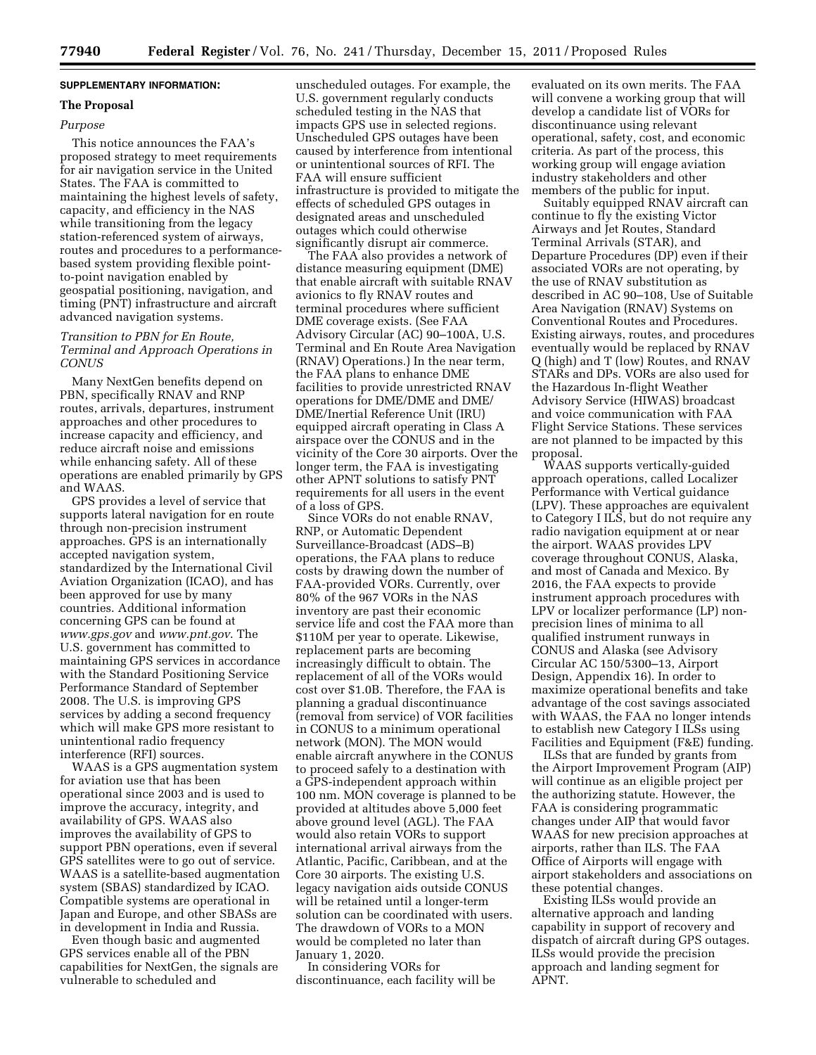**SUPPLEMENTARY INFORMATION:**

## The Proposal

### *Purpose*

This notice announces the FAA's proposed strategy to meet requirements for air navigation service in the United States. The FAA is committed to maintaining the highest levels of safety, capacity, and efficiency in the NAS while transitioning from the legacy station-referenced system of airways, routes and procedures to a performance-based system providing flexible point-to-point navigation enabled by geospatial positioning, navigation, and timing (PNT) infrastructure and aircraft advanced navigation systems.

### *Transition to PBN for En Route, Terminal and Approach Operations in CONUS*

Many NextGen benefits depend on PBN, specifically RNAV and RNP routes, arrivals, departures, instrument approaches and other procedures to increase capacity and efficiency, and reduce aircraft noise and emissions while enhancing safety. All of these operations are enabled primarily by GPS and WAAS.

GPS provides a level of service that supports lateral navigation for en route through non-precision instrument approaches. GPS is an internationally accepted navigation system, standardized by the International Civil Aviation Organization (ICAO), and has been approved for use by many countries. Additional information concerning GPS can be found at *www.gps.gov* and *www.pnt.gov*. The U.S. government has committed to maintaining GPS services in accordance with the Standard Positioning Service Performance Standard of September 2008. The U.S. is improving GPS services by adding a second frequency which will make GPS more resistant to unintentional radio frequency interference (RFI) sources.

WAAS is a GPS augmentation system for aviation use that has been operational since 2003 and is used to improve the accuracy, integrity, and availability of GPS. WAAS also improves the availability of GPS to support PBN operations, even if several GPS satellites were to go out of service. WAAS is a satellite-based augmentation system (SBAS) standardized by ICAO. Compatible systems are operational in Japan and Europe, and other SBASs are in development in India and Russia.

Even though basic and augmented GPS services enable all of the PBN capabilities for NextGen, the signals are vulnerable to scheduled and unscheduled outages. For example, the U.S. government regularly conducts scheduled testing in the NAS that impacts GPS use in selected regions. Unscheduled GPS outages have been caused by interference from intentional or unintentional sources of RFI. The FAA will ensure sufficient infrastructure is provided to mitigate the effects of scheduled GPS outages in designated areas and unscheduled outages which could otherwise significantly disrupt air commerce.

The FAA also provides a network of distance measuring equipment (DME) that enable aircraft with suitable RNAV avionics to fly RNAV routes and terminal procedures where sufficient DME coverage exists. (See FAA Advisory Circular (AC) 90–100A, U.S. Terminal and En Route Area Navigation (RNAV) Operations.) In the near term, the FAA plans to enhance DME facilities to provide unrestricted RNAV operations for DME/DME and DME/DME/Inertial Reference Unit (IRU) equipped aircraft operating in Class A airspace over the CONUS and in the vicinity of the Core 30 airports. Over the longer term, the FAA is investigating other APNT solutions to satisfy PNT requirements for all users in the event of a loss of GPS.

Since VORs do not enable RNAV, RNP, or Automatic Dependent Surveillance-Broadcast (ADS–B) operations, the FAA plans to reduce costs by drawing down the number of FAA-provided VORs. Currently, over 80% of the 967 VORs in the NAS inventory are past their economic service life and cost the FAA more than $110M per year to operate. Likewise, replacement parts are becoming increasingly difficult to obtain. The replacement of all of the VORs would cost over $1.0B. Therefore, the FAA is planning a gradual discontinuance (removal from service) of VOR facilities in CONUS to a minimum operational network (MON). The MON would enable aircraft anywhere in the CONUS to proceed safely to a destination with a GPS-independent approach within 100 nm. MON coverage is planned to be provided at altitudes above 5,000 feet above ground level (AGL). The FAA would also retain VORs to support international arrival airways from the Atlantic, Pacific, Caribbean, and at the Core 30 airports. The existing U.S. legacy navigation aids outside CONUS will be retained until a longer-term solution can be coordinated with users. The drawdown of VORs to a MON would be completed no later than January 1, 2020.

In considering VORs for discontinuance, each facility will be evaluated on its own merits. The FAA will convene a working group that will develop a candidate list of VORs for discontinuance using relevant operational, safety, cost, and economic criteria. As part of the process, this working group will engage aviation industry stakeholders and other members of the public for input.

Suitably equipped RNAV aircraft can continue to fly the existing Victor Airways and Jet Routes, Standard Terminal Arrivals (STAR), and Departure Procedures (DP) even if their associated VORs are not operating, by the use of RNAV substitution as described in AC 90–108, Use of Suitable Area Navigation (RNAV) Systems on Conventional Routes and Procedures. Existing airways, routes, and procedures eventually would be replaced by RNAV Q (high) and T (low) Routes, and RNAV STARs and DPs. VORs are also used for the Hazardous In-flight Weather Advisory Service (HIWAS) broadcast and voice communication with FAA Flight Service Stations. These services are not planned to be impacted by this proposal.

WAAS supports vertically-guided approach operations, called Localizer Performance with Vertical guidance (LPV). These approaches are equivalent to Category I ILS, but do not require any radio navigation equipment at or near the airport. WAAS provides LPV coverage throughout CONUS, Alaska, and most of Canada and Mexico. By 2016, the FAA expects to provide instrument approach procedures with LPV or localizer performance (LP) non-precision lines of minima to all qualified instrument runways in CONUS and Alaska (see Advisory Circular AC 150/5300–13, Airport Design, Appendix 16). In order to maximize operational benefits and take advantage of the cost savings associated with WAAS, the FAA no longer intends to establish new Category I ILSs using Facilities and Equipment (F&E) funding.

ILSs that are funded by grants from the Airport Improvement Program (AIP) will continue as an eligible project per the authorizing statute. However, the FAA is considering programmatic changes under AIP that would favor WAAS for new precision approaches at airports, rather than ILS. The FAA Office of Airports will engage with airport stakeholders and associations on these potential changes.

Existing ILSs would provide an alternative approach and landing capability in support of recovery and dispatch of aircraft during GPS outages. ILSs would provide the precision approach and landing segment for APNT.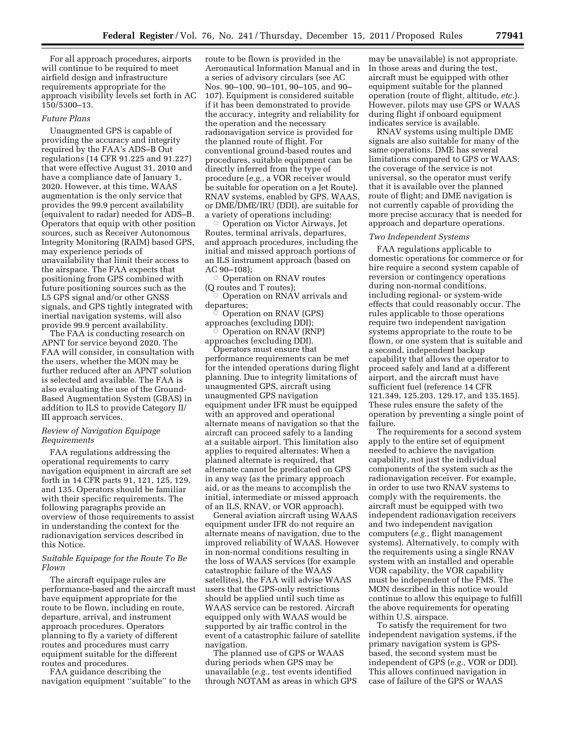For all approach procedures, airports will continue to be required to meet airfield design and infrastructure requirements appropriate for the approach visibility levels set forth in AC 150/5300–13.

*Future Plans*

Unaugmented GPS is capable of providing the accuracy and integrity required by the FAA's ADS–B Out regulations (14 CFR 91.225 and 91.227) that were effective August 31, 2010 and have a compliance date of January 1, 2020. However, at this time, WAAS augmentation is the only service that provides the 99.9 percent availability (equivalent to radar) needed for ADS–B. Operators that equip with other position sources, such as Receiver Autonomous Integrity Monitoring (RAIM) based GPS, may experience periods of unavailability that limit their access to the airspace. The FAA expects that positioning from GPS combined with future positioning sources such as the L5 GPS signal and/or other GNSS signals, and GPS tightly integrated with inertial navigation systems, will also provide 99.9 percent availability.

The FAA is conducting research on APNT for service beyond 2020. The FAA will consider, in consultation with the users, whether the MON may be further reduced after an APNT solution is selected and available. The FAA is also evaluating the use of the Ground-Based Augmentation System (GBAS) in addition to ILS to provide Category II/III approach services.

*Review of Navigation Equipage Requirements*

FAA regulations addressing the operational requirements to carry navigation equipment in aircraft are set forth in 14 CFR parts 91, 121, 125, 129, and 135. Operators should be familiar with their specific requirements. The following paragraphs provide an overview of those requirements to assist in understanding the context for the radionavigation services described in this Notice.

*Suitable Equipage for the Route To Be Flown*

The aircraft equipage rules are performance-based and the aircraft must have equipment appropriate for the route to be flown, including en route, departure, arrival, and instrument approach procedures. Operators planning to fly a variety of different routes and procedures must carry equipment suitable for the different routes and procedures.

FAA guidance describing the navigation equipment "suitable" to the route to be flown is provided in the Aeronautical Information Manual and in a series of advisory circulars (see AC Nos. 90–100, 90–101, 90–105, and 90–107). Equipment is considered suitable if it has been demonstrated to provide the accuracy, integrity and reliability for the operation and the necessary radionavigation service is provided for the planned route of flight. For conventional ground-based routes and procedures, suitable equipment can be directly inferred from the type of procedure (*e.g.,* a VOR receiver would be suitable for operation on a Jet Route). RNAV systems, enabled by GPS, WAAS, or DME/DME/IRU (DDI), are suitable for a variety of operations including:

- Operation on Victor Airways, Jet Routes, terminal arrivals, departures, and approach procedures, including the initial and missed approach portions of an ILS instrument approach (based on AC 90–108);
- Operation on RNAV routes (Q routes and T routes);
- Operation on RNAV arrivals and departures;
- Operation on RNAV (GPS) approaches (excluding DDI);
- Operation on RNAV (RNP) approaches (excluding DDI).

Operators must ensure that performance requirements can be met for the intended operations during flight planning. Due to integrity limitations of unaugmented GPS, aircraft using unaugmented GPS navigation equipment under IFR must be equipped with an approved and operational alternate means of navigation so that the aircraft can proceed safely to a landing at a suitable airport. This limitation also applies to required alternates: When a planned alternate is required, that alternate cannot be predicated on GPS in any way (as the primary approach aid, or as the means to accomplish the initial, intermediate or missed approach of an ILS, RNAV, or VOR approach).

General aviation aircraft using WAAS equipment under IFR do not require an alternate means of navigation, due to the improved reliability of WAAS. However in non-normal conditions resulting in the loss of WAAS services (for example catastrophic failure of the WAAS satellites), the FAA will advise WAAS users that the GPS-only restrictions should be applied until such time as WAAS service can be restored. Aircraft equipped only with WAAS would be supported by air traffic control in the event of a catastrophic failure of satellite navigation.

The planned use of GPS or WAAS during periods when GPS may be unavailable (*e.g.,* test events identified through NOTAM as areas in which GPS may be unavailable) is not appropriate. In those areas and during the test, aircraft must be equipped with other equipment suitable for the planned operation (route of flight, altitude, *etc.*). However, pilots may use GPS or WAAS during flight if onboard equipment indicates service is available.

RNAV systems using multiple DME signals are also suitable for many of the same operations. DME has several limitations compared to GPS or WAAS: the coverage of the service is not universal, so the operator must verify that it is available over the planned route of flight; and DME navigation is not currently capable of providing the more precise accuracy that is needed for approach and departure operations.

*Two Independent Systems*

FAA regulations applicable to domestic operations for commerce or for hire require a second system capable of reversion or contingency operations during non-normal conditions, including regional- or system-wide effects that could reasonably occur. The rules applicable to those operations require two independent navigation systems appropriate to the route to be flown, or one system that is suitable and a second, independent backup capability that allows the operator to proceed safely and land at a different airport, and the aircraft must have sufficient fuel (reference 14 CFR 121.349, 125.203, 129.17, and 135.165). These rules ensure the safety of the operation by preventing a single point of failure.

The requirements for a second system apply to the entire set of equipment needed to achieve the navigation capability, not just the individual components of the system such as the radionavigation receiver. For example, in order to use two RNAV systems to comply with the requirements, the aircraft must be equipped with two independent radionavigation receivers and two independent navigation computers (*e.g.,* flight management systems). Alternatively, to comply with the requirements using a single RNAV system with an installed and operable VOR capability, the VOR capability must be independent of the FMS. The MON described in this notice would continue to allow this equipage to fulfill the above requirements for operating within U.S. airspace.

To satisfy the requirement for two independent navigation systems, if the primary navigation system is GPS-based, the second system must be independent of GPS (*e.g.,* VOR or DDI). This allows continued navigation in case of failure of the GPS or WAAS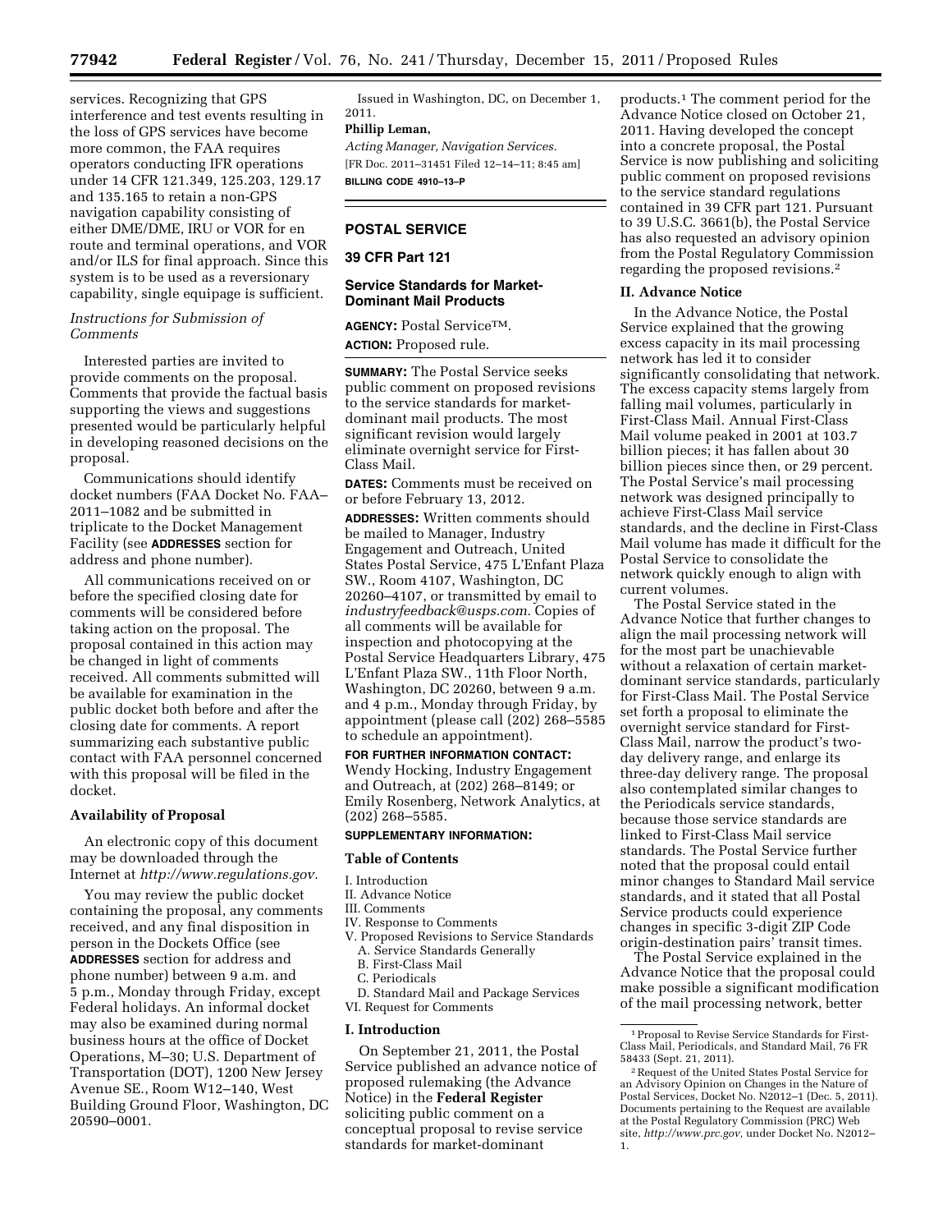services. Recognizing that GPS interference and test events resulting in the loss of GPS services have become more common, the FAA requires operators conducting IFR operations under 14 CFR 121.349, 125.203, 129.17 and 135.165 to retain a non-GPS navigation capability consisting of either DME/DME, IRU or VOR for en route and terminal operations, and VOR and/or ILS for final approach. Since this system is to be used as a reversionary capability, single equipage is sufficient.

*Instructions for Submission of Comments*

Interested parties are invited to provide comments on the proposal. Comments that provide the factual basis supporting the views and suggestions presented would be particularly helpful in developing reasoned decisions on the proposal.

Communications should identify docket numbers (FAA Docket No. FAA–2011–1082 and be submitted in triplicate to the Docket Management Facility (see **ADDRESSES** section for address and phone number).

All communications received on or before the specified closing date for comments will be considered before taking action on the proposal. The proposal contained in this action may be changed in light of comments received. All comments submitted will be available for examination in the public docket both before and after the closing date for comments. A report summarizing each substantive public contact with FAA personnel concerned with this proposal will be filed in the docket.

**Availability of Proposal**

An electronic copy of this document may be downloaded through the Internet at *http://www.regulations.gov.*

You may review the public docket containing the proposal, any comments received, and any final disposition in person in the Dockets Office (see **ADDRESSES** section for address and phone number) between 9 a.m. and 5 p.m., Monday through Friday, except Federal holidays. An informal docket may also be examined during normal business hours at the office of Docket Operations, M–30; U.S. Department of Transportation (DOT), 1200 New Jersey Avenue SE., Room W12–140, West Building Ground Floor, Washington, DC 20590–0001.

Issued in Washington, DC, on December 1, 2011.

**Phillip Leman,**

*Acting Manager, Navigation Services.*

[FR Doc. 2011–31451 Filed 12–14–11; 8:45 am]

**BILLING CODE 4910–13–P**

---

## POSTAL SERVICE

## 39 CFR Part 121

## Service Standards for Market-Dominant Mail Products

**AGENCY:** Postal Service™.

**ACTION:** Proposed rule.

**SUMMARY:** The Postal Service seeks public comment on proposed revisions to the service standards for market-dominant mail products. The most significant revision would largely eliminate overnight service for First-Class Mail.

**DATES:** Comments must be received on or before February 13, 2012.

**ADDRESSES:** Written comments should be mailed to Manager, Industry Engagement and Outreach, United States Postal Service, 475 L'Enfant Plaza SW., Room 4107, Washington, DC 20260–4107, or transmitted by email to *industryfeedback@usps.com.* Copies of all comments will be available for inspection and photocopying at the Postal Service Headquarters Library, 475 L'Enfant Plaza SW., 11th Floor North, Washington, DC 20260, between 9 a.m. and 4 p.m., Monday through Friday, by appointment (please call (202) 268–5585 to schedule an appointment).

**FOR FURTHER INFORMATION CONTACT:** Wendy Hocking, Industry Engagement and Outreach, at (202) 268–8149; or Emily Rosenberg, Network Analytics, at (202) 268–5585.

**SUPPLEMENTARY INFORMATION:**

**Table of Contents**

I. Introduction
II. Advance Notice
III. Comments
IV. Response to Comments
V. Proposed Revisions to Service Standards
  A. Service Standards Generally
  B. First-Class Mail
  C. Periodicals
  D. Standard Mail and Package Services
VI. Request for Comments

### I. Introduction

On September 21, 2011, the Postal Service published an advance notice of proposed rulemaking (the Advance Notice) in the **Federal Register** soliciting public comment on a conceptual proposal to revise service standards for market-dominant products.[1] The comment period for the Advance Notice closed on October 21, 2011. Having developed the concept into a concrete proposal, the Postal Service is now publishing and soliciting public comment on proposed revisions to the service standard regulations contained in 39 CFR part 121. Pursuant to 39 U.S.C. 3661(b), the Postal Service has also requested an advisory opinion from the Postal Regulatory Commission regarding the proposed revisions.[2]

### II. Advance Notice

In the Advance Notice, the Postal Service explained that the growing excess capacity in its mail processing network has led it to consider significantly consolidating that network. The excess capacity stems largely from falling mail volumes, particularly in First-Class Mail. Annual First-Class Mail volume peaked in 2001 at 103.7 billion pieces; it has fallen about 30 billion pieces since then, or 29 percent. The Postal Service's mail processing network was designed principally to achieve First-Class Mail service standards, and the decline in First-Class Mail volume has made it difficult for the Postal Service to consolidate the network quickly enough to align with current volumes.

The Postal Service stated in the Advance Notice that further changes to align the mail processing network will for the most part be unachievable without a relaxation of certain market-dominant service standards, particularly for First-Class Mail. The Postal Service set forth a proposal to eliminate the overnight service standard for First-Class Mail, narrow the product's two-day delivery range, and enlarge its three-day delivery range. The proposal also contemplated similar changes to the Periodicals service standards, because those service standards are linked to First-Class Mail service standards. The Postal Service further noted that the proposal could entail minor changes to Standard Mail service standards, and it stated that all Postal Service products could experience changes in specific 3-digit ZIP Code origin-destination pairs' transit times.

The Postal Service explained in the Advance Notice that the proposal could make possible a significant modification of the mail processing network, better

---

[1] Proposal to Revise Service Standards for First-Class Mail, Periodicals, and Standard Mail, 76 FR 58433 (Sept. 21, 2011).

[2] Request of the United States Postal Service for an Advisory Opinion on Changes in the Nature of Postal Services, Docket No. N2012–1 (Dec. 5, 2011). Documents pertaining to the Request are available at the Postal Regulatory Commission (PRC) Web site, *http://www.prc.gov,* under Docket No. N2012–1.